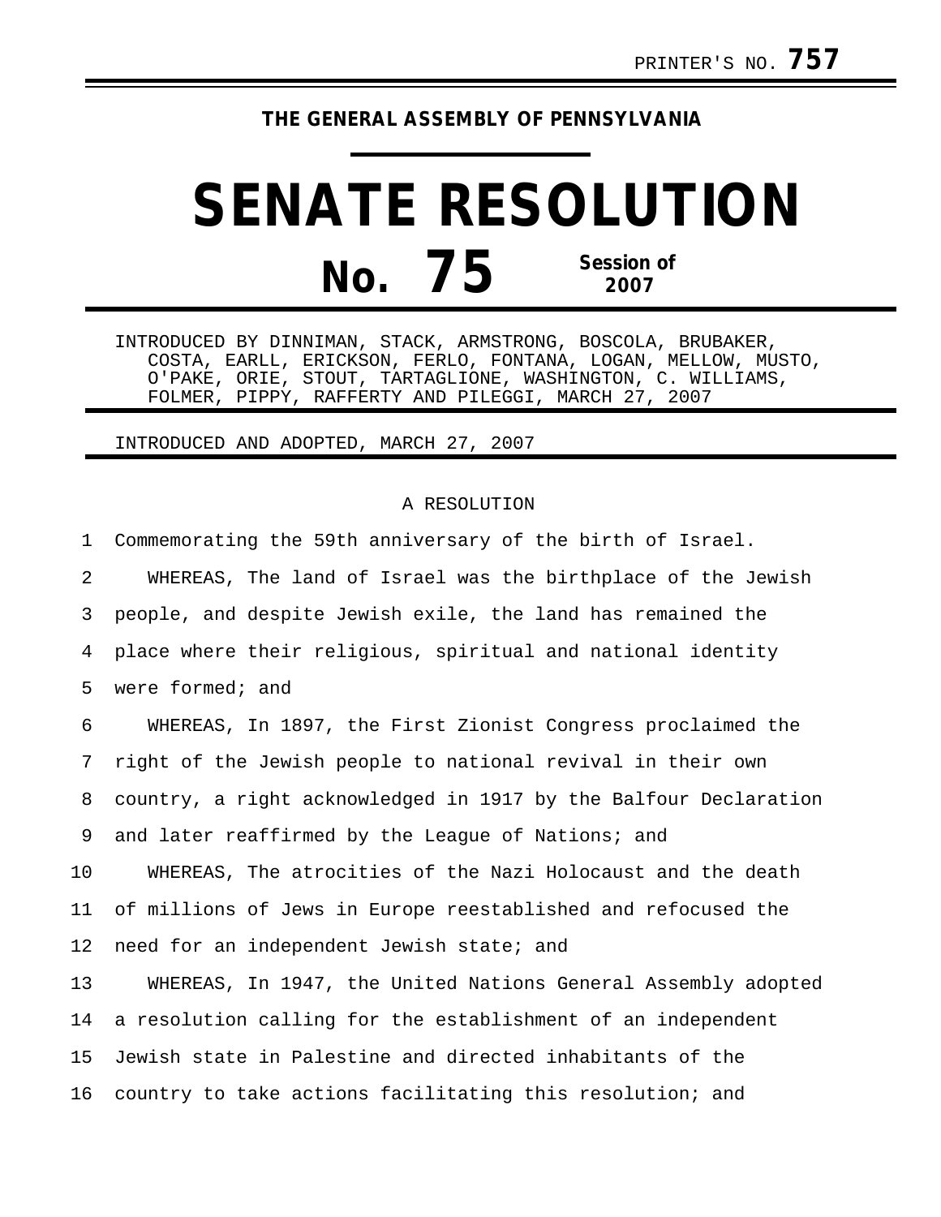PRINTER'S NO. **757**

**THE GENERAL ASSEMBLY OF PENNSYLVANIA**

# SENATE RESOLUTION

## No. 75 Session of 2007

INTRODUCED BY DINNIMAN, STACK, ARMSTRONG, BOSCOLA, BRUBAKER, COSTA, EARLL, ERICKSON, FERLO, FONTANA, LOGAN, MELLOW, MUSTO, O'PAKE, ORIE, STOUT, TARTAGLIONE, WASHINGTON, C. WILLIAMS, FOLMER, PIPPY, RAFFERTY AND PILEGGI, MARCH 27, 2007

INTRODUCED AND ADOPTED, MARCH 27, 2007

A RESOLUTION

1 Commemorating the 59th anniversary of the birth of Israel.

2 WHEREAS, The land of Israel was the birthplace of the Jewish
3 people, and despite Jewish exile, the land has remained the
4 place where their religious, spiritual and national identity
5 were formed; and

6 WHEREAS, In 1897, the First Zionist Congress proclaimed the
7 right of the Jewish people to national revival in their own
8 country, a right acknowledged in 1917 by the Balfour Declaration
9 and later reaffirmed by the League of Nations; and

10 WHEREAS, The atrocities of the Nazi Holocaust and the death
11 of millions of Jews in Europe reestablished and refocused the
12 need for an independent Jewish state; and

13 WHEREAS, In 1947, the United Nations General Assembly adopted
14 a resolution calling for the establishment of an independent
15 Jewish state in Palestine and directed inhabitants of the
16 country to take actions facilitating this resolution; and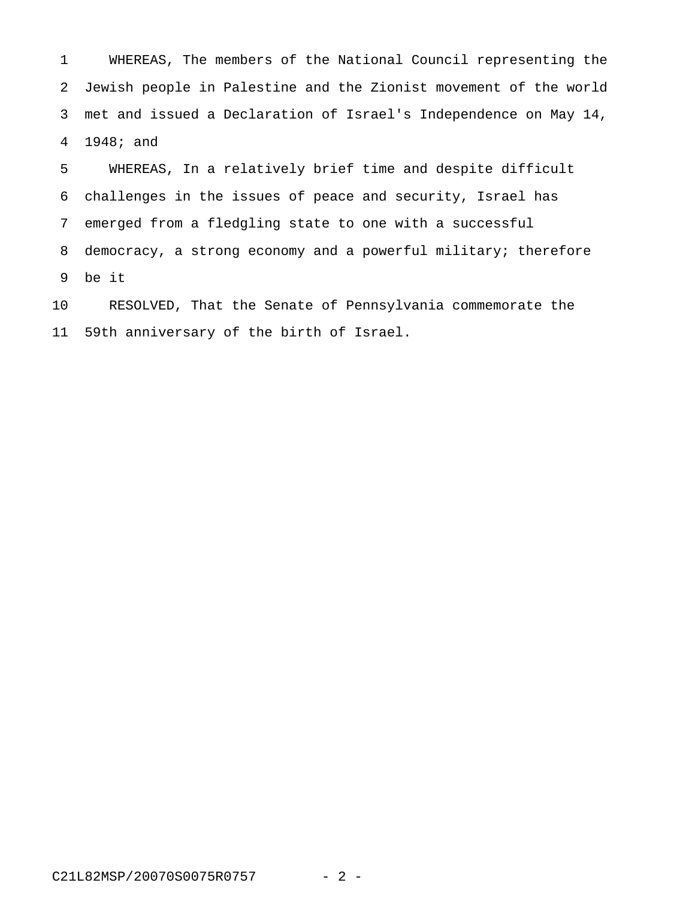WHEREAS, The members of the National Council representing the Jewish people in Palestine and the Zionist movement of the world met and issued a Declaration of Israel's Independence on May 14, 1948; and

WHEREAS, In a relatively brief time and despite difficult challenges in the issues of peace and security, Israel has emerged from a fledgling state to one with a successful democracy, a strong economy and a powerful military; therefore be it

RESOLVED, That the Senate of Pennsylvania commemorate the 59th anniversary of the birth of Israel.